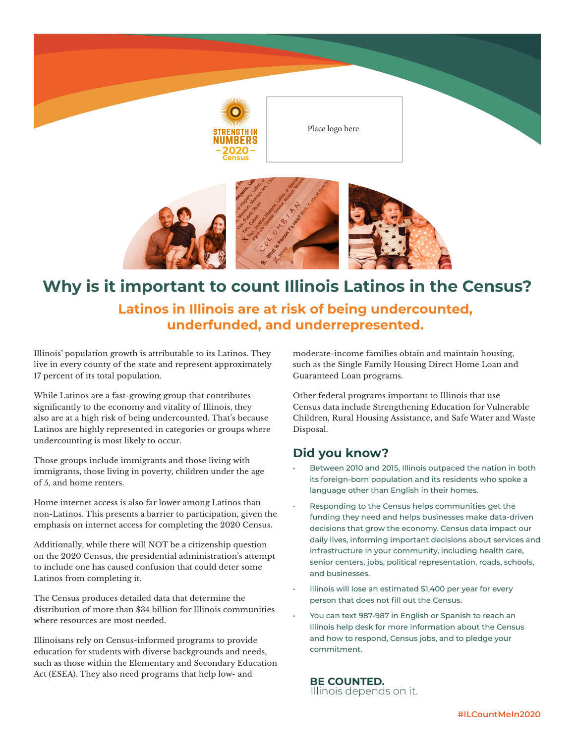STRENGTH IN NUMBERS 2020 Census

Place logo here

# Why is it important to count Illinois Latinos in the Census?

## Latinos in Illinois are at risk of being undercounted, underfunded, and underrepresented.

Illinois' population growth is attributable to its Latinos. They live in every county of the state and represent approximately 17 percent of its total population.

While Latinos are a fast-growing group that contributes significantly to the economy and vitality of Illinois, they also are at a high risk of being undercounted. That's because Latinos are highly represented in categories or groups where undercounting is most likely to occur.

Those groups include immigrants and those living with immigrants, those living in poverty, children under the age of 5, and home renters.

Home internet access is also far lower among Latinos than non-Latinos. This presents a barrier to participation, given the emphasis on internet access for completing the 2020 Census.

Additionally, while there will NOT be a citizenship question on the 2020 Census, the presidential administration's attempt to include one has caused confusion that could deter some Latinos from completing it.

The Census produces detailed data that determine the distribution of more than $34 billion for Illinois communities where resources are most needed.

Illinoisans rely on Census-informed programs to provide education for students with diverse backgrounds and needs, such as those within the Elementary and Secondary Education Act (ESEA). They also need programs that help low- and moderate-income families obtain and maintain housing, such as the Single Family Housing Direct Home Loan and Guaranteed Loan programs.

Other federal programs important to Illinois that use Census data include Strengthening Education for Vulnerable Children, Rural Housing Assistance, and Safe Water and Waste Disposal.

## Did you know?

- Between 2010 and 2015, Illinois outpaced the nation in both its foreign-born population and its residents who spoke a language other than English in their homes.
- Responding to the Census helps communities get the funding they need and helps businesses make data-driven decisions that grow the economy. Census data impact our daily lives, informing important decisions about services and infrastructure in your community, including health care, senior centers, jobs, political representation, roads, schools, and businesses.
- Illinois will lose an estimated $1,400 per year for every person that does not fill out the Census.
- You can text 987-987 in English or Spanish to reach an Illinois help desk for more information about the Census and how to respond, Census jobs, and to pledge your commitment.

**BE COUNTED.**
Illinois depends on it.

#ILCountMeIn2020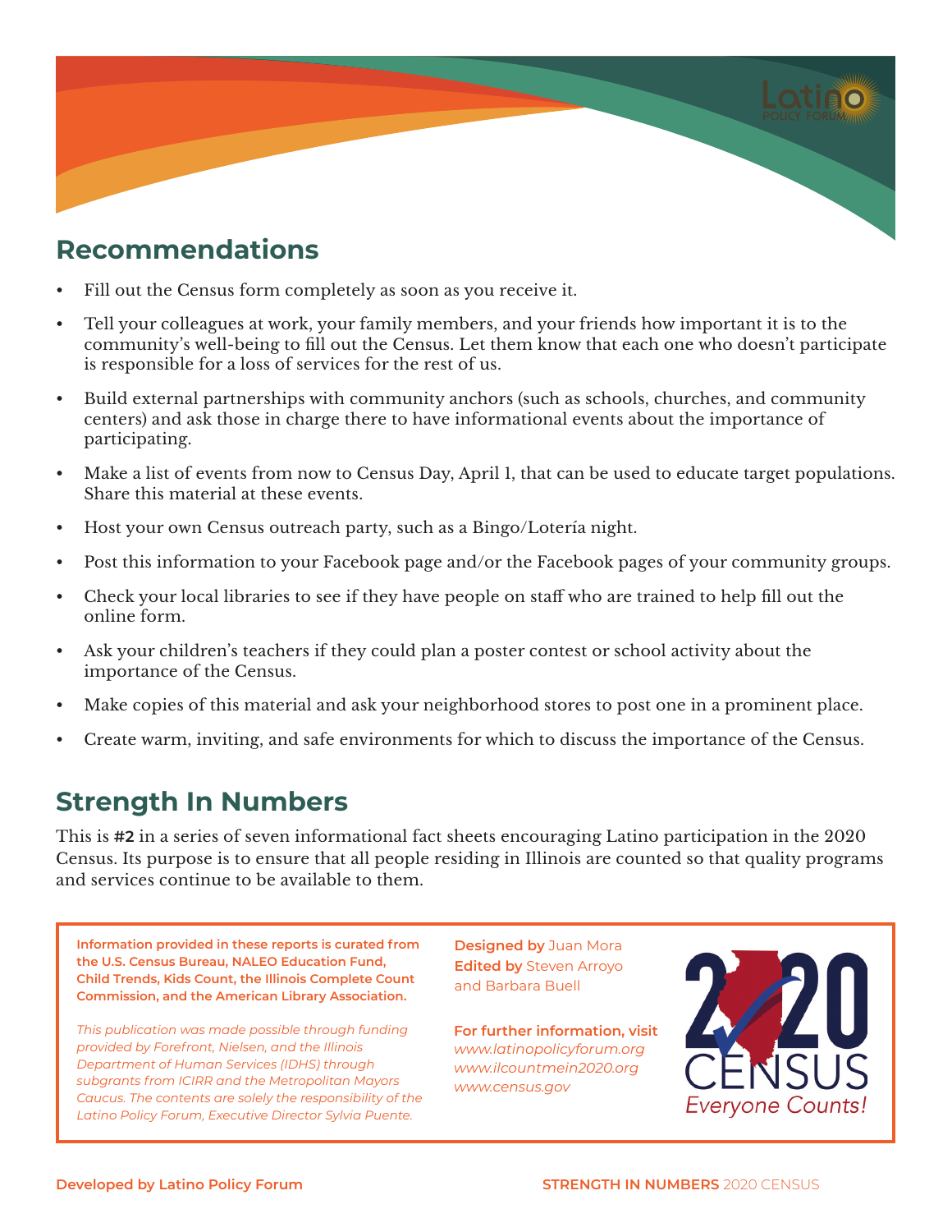## Recommendations

- Fill out the Census form completely as soon as you receive it.
- Tell your colleagues at work, your family members, and your friends how important it is to the community's well-being to fill out the Census. Let them know that each one who doesn't participate is responsible for a loss of services for the rest of us.
- Build external partnerships with community anchors (such as schools, churches, and community centers) and ask those in charge there to have informational events about the importance of participating.
- Make a list of events from now to Census Day, April 1, that can be used to educate target populations. Share this material at these events.
- Host your own Census outreach party, such as a Bingo/Lotería night.
- Post this information to your Facebook page and/or the Facebook pages of your community groups.
- Check your local libraries to see if they have people on staff who are trained to help fill out the online form.
- Ask your children's teachers if they could plan a poster contest or school activity about the importance of the Census.
- Make copies of this material and ask your neighborhood stores to post one in a prominent place.
- Create warm, inviting, and safe environments for which to discuss the importance of the Census.

## Strength In Numbers

This is **#2** in a series of seven informational fact sheets encouraging Latino participation in the 2020 Census. Its purpose is to ensure that all people residing in Illinois are counted so that quality programs and services continue to be available to them.

**Information provided in these reports is curated from the U.S. Census Bureau, NALEO Education Fund, Child Trends, Kids Count, the Illinois Complete Count Commission, and the American Library Association.**

*This publication was made possible through funding provided by Forefront, Nielsen, and the Illinois Department of Human Services (IDHS) through subgrants from ICIRR and the Metropolitan Mayors Caucus. The contents are solely the responsibility of the Latino Policy Forum, Executive Director Sylvia Puente.*

**Designed by** Juan Mora
**Edited by** Steven Arroyo and Barbara Buell

**For further information, visit**
*www.latinopolicyforum.org*
*www.ilcountmein2020.org*
*www.census.gov*

2020 CENSUS
*Everyone Counts!*